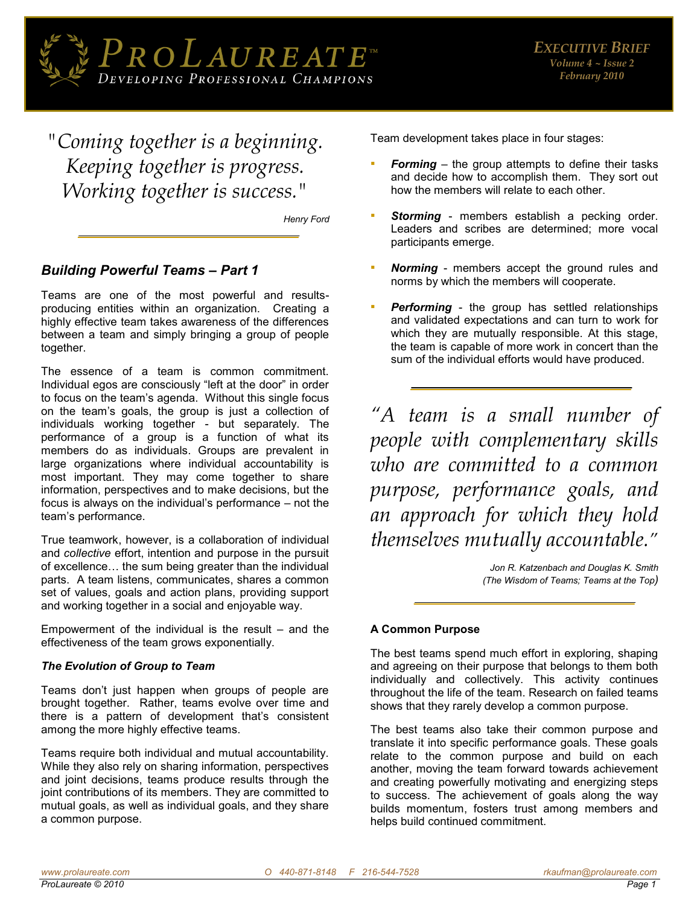# ProLaureate™

*Developing Professional Champions*

***Executive Brief***
*Volume 4 ~ Issue 2*
*February 2010*

> *"Coming together is a beginning. Keeping together is progress. Working together is success."*
>
> *Henry Ford*

## *Building Powerful Teams – Part 1*

Teams are one of the most powerful and results-producing entities within an organization. Creating a highly effective team takes awareness of the differences between a team and simply bringing a group of people together.

The essence of a team is common commitment. Individual egos are consciously "left at the door" in order to focus on the team's agenda. Without this single focus on the team's goals, the group is just a collection of individuals working together - but separately. The performance of a group is a function of what its members do as individuals. Groups are prevalent in large organizations where individual accountability is most important. They may come together to share information, perspectives and to make decisions, but the focus is always on the individual's performance – not the team's performance.

True teamwork, however, is a collaboration of individual and *collective* effort, intention and purpose in the pursuit of excellence… the sum being greater than the individual parts. A team listens, communicates, shares a common set of values, goals and action plans, providing support and working together in a social and enjoyable way.

Empowerment of the individual is the result – and the effectiveness of the team grows exponentially.

### *The Evolution of Group to Team*

Teams don't just happen when groups of people are brought together. Rather, teams evolve over time and there is a pattern of development that's consistent among the more highly effective teams.

Teams require both individual and mutual accountability. While they also rely on sharing information, perspectives and joint decisions, teams produce results through the joint contributions of its members. They are committed to mutual goals, as well as individual goals, and they share a common purpose.

Team development takes place in four stages:

- ***Forming*** – the group attempts to define their tasks and decide how to accomplish them. They sort out how the members will relate to each other.
- ***Storming*** - members establish a pecking order. Leaders and scribes are determined; more vocal participants emerge.
- ***Norming*** - members accept the ground rules and norms by which the members will cooperate.
- ***Performing*** - the group has settled relationships and validated expectations and can turn to work for which they are mutually responsible. At this stage, the team is capable of more work in concert than the sum of the individual efforts would have produced.

> *"A team is a small number of people with complementary skills who are committed to a common purpose, performance goals, and an approach for which they hold themselves mutually accountable."*
>
> *Jon R. Katzenbach and Douglas K. Smith (The Wisdom of Teams; Teams at the Top)*

### A Common Purpose

The best teams spend much effort in exploring, shaping and agreeing on their purpose that belongs to them both individually and collectively. This activity continues throughout the life of the team. Research on failed teams shows that they rarely develop a common purpose.

The best teams also take their common purpose and translate it into specific performance goals. These goals relate to the common purpose and build on each another, moving the team forward towards achievement and creating powerfully motivating and energizing steps to success. The achievement of goals along the way builds momentum, fosters trust among members and helps build continued commitment.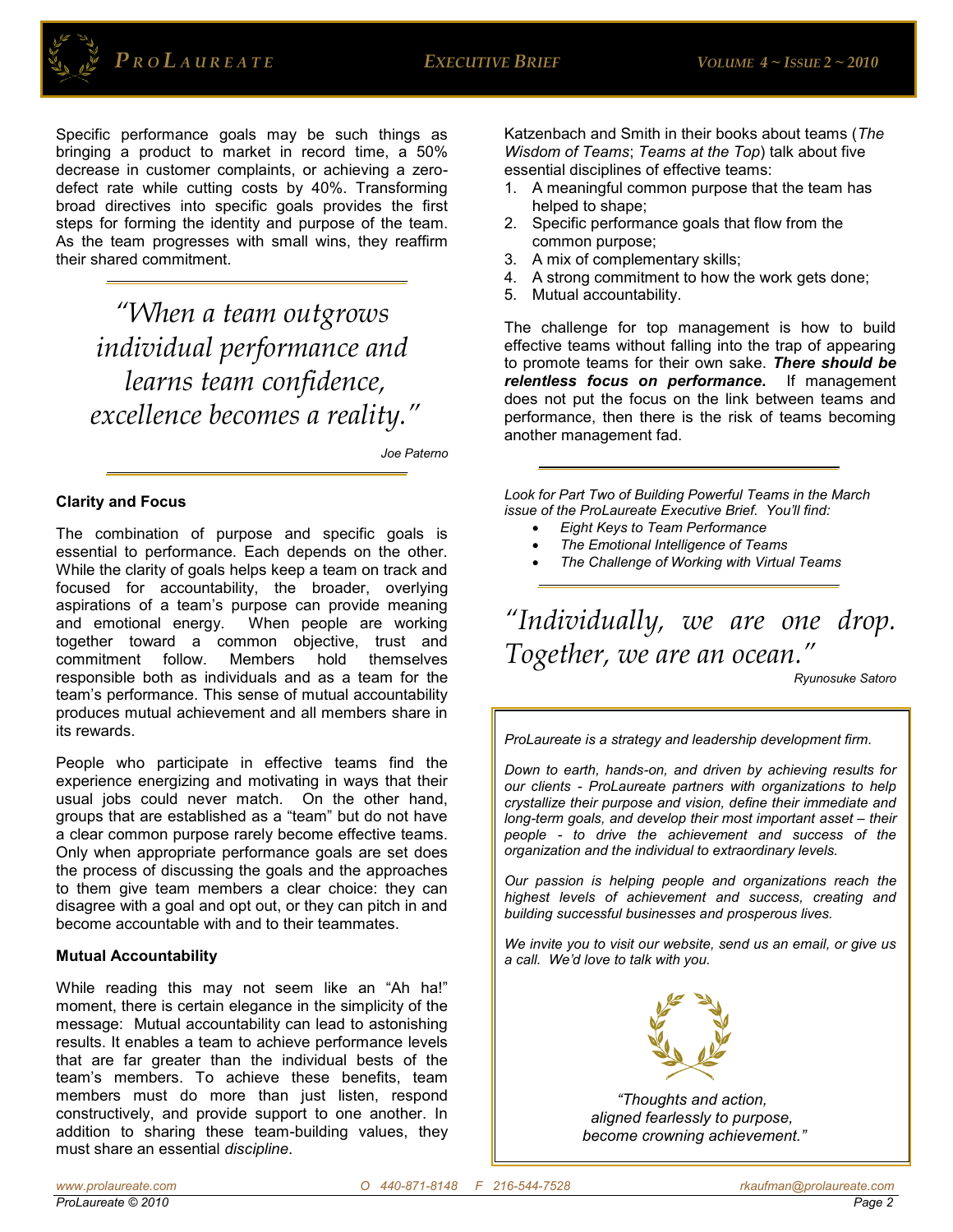Specific performance goals may be such things as bringing a product to market in record time, a 50% decrease in customer complaints, or achieving a zero-defect rate while cutting costs by 40%. Transforming broad directives into specific goals provides the first steps for forming the identity and purpose of the team. As the team progresses with small wins, they reaffirm their shared commitment.

> *"When a team outgrows individual performance and learns team confidence, excellence becomes a reality."*
>
> *Joe Paterno*

**Clarity and Focus**

The combination of purpose and specific goals is essential to performance. Each depends on the other. While the clarity of goals helps keep a team on track and focused for accountability, the broader, overlying aspirations of a team's purpose can provide meaning and emotional energy. When people are working together toward a common objective, trust and commitment follow. Members hold themselves responsible both as individuals and as a team for the team's performance. This sense of mutual accountability produces mutual achievement and all members share in its rewards.

People who participate in effective teams find the experience energizing and motivating in ways that their usual jobs could never match. On the other hand, groups that are established as a "team" but do not have a clear common purpose rarely become effective teams. Only when appropriate performance goals are set does the process of discussing the goals and the approaches to them give team members a clear choice: they can disagree with a goal and opt out, or they can pitch in and become accountable with and to their teammates.

**Mutual Accountability**

While reading this may not seem like an "Ah ha!" moment, there is certain elegance in the simplicity of the message: Mutual accountability can lead to astonishing results. It enables a team to achieve performance levels that are far greater than the individual bests of the team's members. To achieve these benefits, team members must do more than just listen, respond constructively, and provide support to one another. In addition to sharing these team-building values, they must share an essential *discipline*.

Katzenbach and Smith in their books about teams (*The Wisdom of Teams*; *Teams at the Top*) talk about five essential disciplines of effective teams:

1. A meaningful common purpose that the team has helped to shape;
2. Specific performance goals that flow from the common purpose;
3. A mix of complementary skills;
4. A strong commitment to how the work gets done;
5. Mutual accountability.

The challenge for top management is how to build effective teams without falling into the trap of appearing to promote teams for their own sake. ***There should be relentless focus on performance*.** If management does not put the focus on the link between teams and performance, then there is the risk of teams becoming another management fad.

*Look for Part Two of Building Powerful Teams in the March issue of the ProLaureate Executive Brief. You'll find:*

- *Eight Keys to Team Performance*
- *The Emotional Intelligence of Teams*
- *The Challenge of Working with Virtual Teams*

> *"Individually, we are one drop. Together, we are an ocean."*
>
> *Ryunosuke Satoro*

*ProLaureate is a strategy and leadership development firm.*

*Down to earth, hands-on, and driven by achieving results for our clients - ProLaureate partners with organizations to help crystallize their purpose and vision, define their immediate and long-term goals, and develop their most important asset – their people - to drive the achievement and success of the organization and the individual to extraordinary levels.*

*Our passion is helping people and organizations reach the highest levels of achievement and success, creating and building successful businesses and prosperous lives.*

*We invite you to visit our website, send us an email, or give us a call. We'd love to talk with you.*

*"Thoughts and action, aligned fearlessly to purpose, become crowning achievement."*